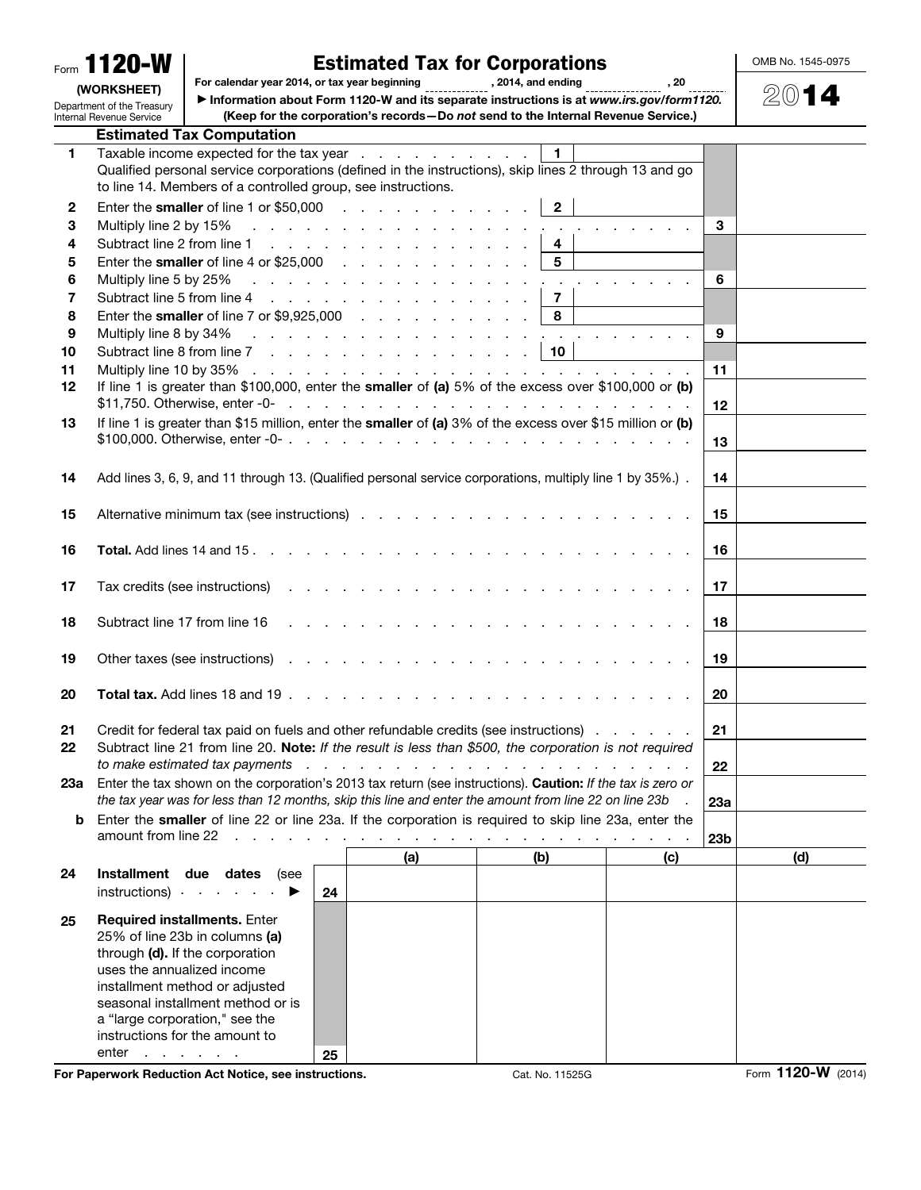Form **1120-W** (WORKSHEET)

Department of the Treasury
Internal Revenue Service

# Estimated Tax for Corporations

For calendar year 2014, or tax year beginning , 2014, and ending , 20

▶ Information about Form 1120-W and its separate instructions is at *www.irs.gov/form1120.*

**(Keep for the corporation's records—Do *not* send to the Internal Revenue Service.)**

OMB No. 1545-0975

**2014**

## Estimated Tax Computation

| | | | |
|---|---|---|---|
| **1** | Taxable income expected for the tax year . . . . . . . . . . . . | 1 | |
| | Qualified personal service corporations (defined in the instructions), skip lines 2 through 13 and go to line 14. Members of a controlled group, see instructions. | | |
| **2** | Enter the **smaller** of line 1 or $50,000 . . . . . . . . . . . | 2 | |
| **3** | Multiply line 2 by 15% . . . . . . . . . . . . . . . . . . . | 3 | |
| **4** | Subtract line 2 from line 1 . . . . . . . . . . . . . . . . | 4 | |
| **5** | Enter the **smaller** of line 4 or $25,000 . . . . . . . . . . . | 5 | |
| **6** | Multiply line 5 by 25% . . . . . . . . . . . . . . . . . . . | 6 | |
| **7** | Subtract line 5 from line 4 . . . . . . . . . . . . . . . . | 7 | |
| **8** | Enter the **smaller** of line 7 or $9,925,000 . . . . . . . . . . | 8 | |
| **9** | Multiply line 8 by 34% . . . . . . . . . . . . . . . . . . . | 9 | |
| **10** | Subtract line 8 from line 7 . . . . . . . . . . . . . . . . | 10 | |
| **11** | Multiply line 10 by 35% . . . . . . . . . . . . . . . . . . | 11 | |
| **12** | If line 1 is greater than $100,000, enter the **smaller** of **(a)** 5% of the excess over $100,000 or **(b)** $11,750. Otherwise, enter -0- . . . . . . . . . . . . . . . . . . | 12 | |
| **13** | If line 1 is greater than $15 million, enter the **smaller** of **(a)** 3% of the excess over $15 million or **(b)** $100,000. Otherwise, enter -0- . . . . . . . . . . . . . . . . . . | 13 | |
| **14** | Add lines 3, 6, 9, and 11 through 13. (Qualified personal service corporations, multiply line 1 by 35%.) . | 14 | |
| **15** | Alternative minimum tax (see instructions) . . . . . . . . . . . . . . | 15 | |
| **16** | **Total.** Add lines 14 and 15 . . . . . . . . . . . . . . . . . . | 16 | |
| **17** | Tax credits (see instructions) . . . . . . . . . . . . . . . . . | 17 | |
| **18** | Subtract line 17 from line 16 . . . . . . . . . . . . . . . . . | 18 | |
| **19** | Other taxes (see instructions) . . . . . . . . . . . . . . . . . | 19 | |
| **20** | **Total tax.** Add lines 18 and 19 . . . . . . . . . . . . . . . . | 20 | |
| **21** | Credit for federal tax paid on fuels and other refundable credits (see instructions) . . . . . . . | 21 | |
| **22** | Subtract line 21 from line 20. **Note:** *If the result is less than $500, the corporation is not required to make estimated tax payments* . . . . . . . . . . . . . . . . . . | 22 | |
| **23a** | Enter the tax shown on the corporation's 2013 tax return (see instructions). **Caution:** *If the tax is zero or the tax year was for less than 12 months, skip this line and enter the amount from line 22 on line 23b* . | 23a | |
| **b** | Enter the **smaller** of line 22 or line 23a. If the corporation is required to skip line 23a, enter the amount from line 22 . . . . . . . . . . . . . . . . . . . . . | 23b | |

| | | | (a) | (b) | (c) | (d) |
|---|---|---|---|---|---|---|
| **24** | **Installment due dates** (see instructions) . . . . . . ▶ | 24 | | | | |
| **25** | **Required installments.** Enter 25% of line 23b in columns **(a)** through **(d).** If the corporation uses the annualized income installment method or adjusted seasonal installment method or is a "large corporation," see the instructions for the amount to enter . . . . . . | 25 | | | | |

**For Paperwork Reduction Act Notice, see instructions.** Cat. No. 11525G Form **1120-W** (2014)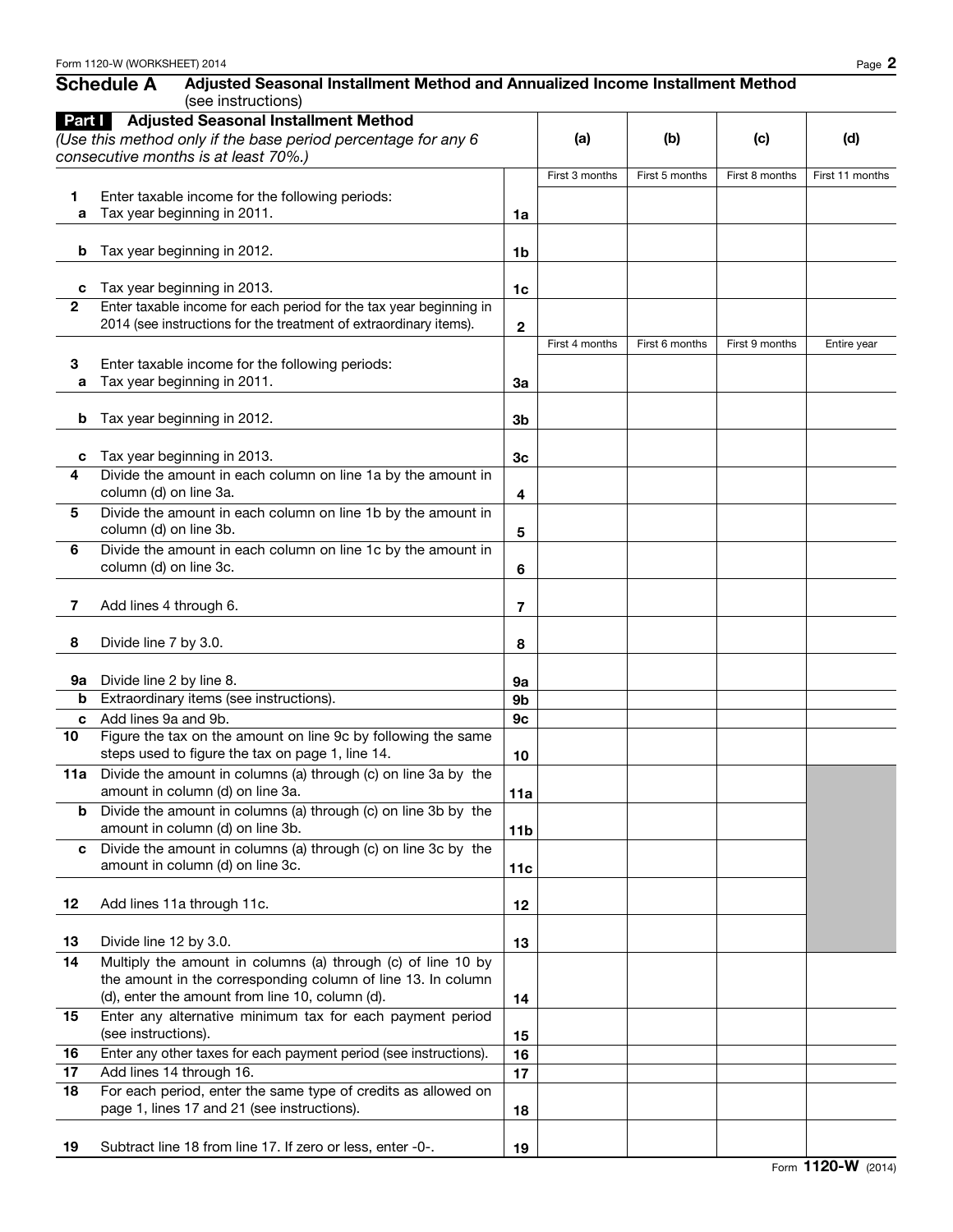## Schedule A Adjusted Seasonal Installment Method and Annualized Income Installment Method

(see instructions)

### Part I Adjusted Seasonal Installment Method

*(Use this method only if the base period percentage for any 6 consecutive months is at least 70%.)*

| | | | (a) | (b) | (c) | (d) |
|---|---|---|---|---|---|---|
| | | | First 3 months | First 5 months | First 8 months | First 11 months |
| **1** | Enter taxable income for the following periods: | | | | | |
| **a** | Tax year beginning in 2011. | **1a** | | | | |
| **b** | Tax year beginning in 2012. | **1b** | | | | |
| **c** | Tax year beginning in 2013. | **1c** | | | | |
| **2** | Enter taxable income for each period for the tax year beginning in 2014 (see instructions for the treatment of extraordinary items). | **2** | | | | |
| | | | First 4 months | First 6 months | First 9 months | Entire year |
| **3** | Enter taxable income for the following periods: | | | | | |
| **a** | Tax year beginning in 2011. | **3a** | | | | |
| **b** | Tax year beginning in 2012. | **3b** | | | | |
| **c** | Tax year beginning in 2013. | **3c** | | | | |
| **4** | Divide the amount in each column on line 1a by the amount in column (d) on line 3a. | **4** | | | | |
| **5** | Divide the amount in each column on line 1b by the amount in column (d) on line 3b. | **5** | | | | |
| **6** | Divide the amount in each column on line 1c by the amount in column (d) on line 3c. | **6** | | | | |
| **7** | Add lines 4 through 6. | **7** | | | | |
| **8** | Divide line 7 by 3.0. | **8** | | | | |
| **9a** | Divide line 2 by line 8. | **9a** | | | | |
| **b** | Extraordinary items (see instructions). | **9b** | | | | |
| **c** | Add lines 9a and 9b. | **9c** | | | | |
| **10** | Figure the tax on the amount on line 9c by following the same steps used to figure the tax on page 1, line 14. | **10** | | | | |
| **11a** | Divide the amount in columns (a) through (c) on line 3a by the amount in column (d) on line 3a. | **11a** | | | | |
| **b** | Divide the amount in columns (a) through (c) on line 3b by the amount in column (d) on line 3b. | **11b** | | | | |
| **c** | Divide the amount in columns (a) through (c) on line 3c by the amount in column (d) on line 3c. | **11c** | | | | |
| **12** | Add lines 11a through 11c. | **12** | | | | |
| **13** | Divide line 12 by 3.0. | **13** | | | | |
| **14** | Multiply the amount in columns (a) through (c) of line 10 by the amount in the corresponding column of line 13. In column (d), enter the amount from line 10, column (d). | **14** | | | | |
| **15** | Enter any alternative minimum tax for each payment period (see instructions). | **15** | | | | |
| **16** | Enter any other taxes for each payment period (see instructions). | **16** | | | | |
| **17** | Add lines 14 through 16. | **17** | | | | |
| **18** | For each period, enter the same type of credits as allowed on page 1, lines 17 and 21 (see instructions). | **18** | | | | |
| **19** | Subtract line 18 from line 17. If zero or less, enter -0-. | **19** | | | | |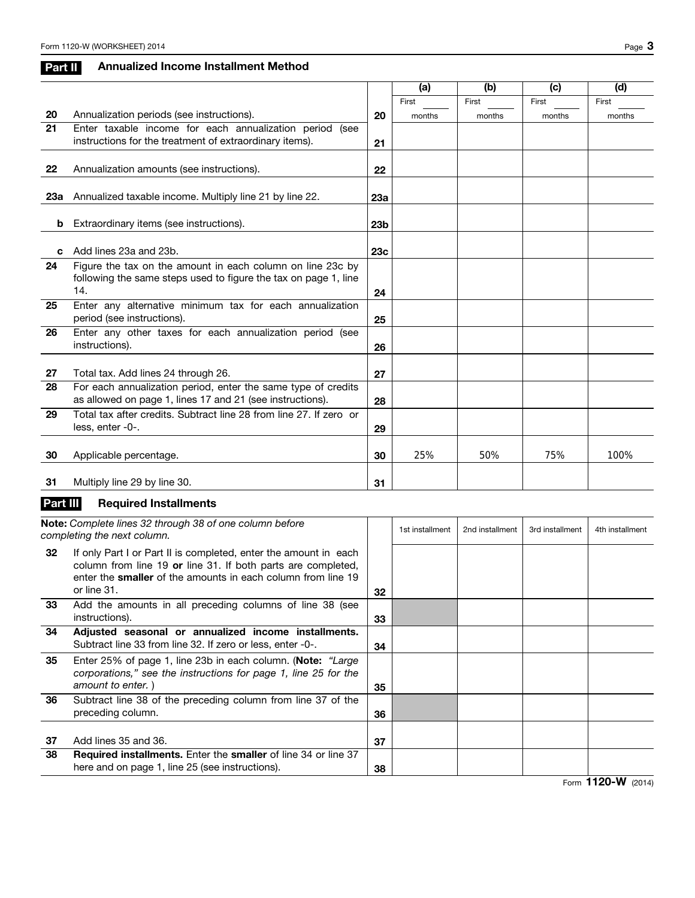## Part II Annualized Income Installment Method

| | | | (a) | (b) | (c) | (d) |
|---|---|---|---|---|---|---|
| **20** | Annualization periods (see instructions). | **20** | First ___ months | First ___ months | First ___ months | First ___ months |
| **21** | Enter taxable income for each annualization period (see instructions for the treatment of extraordinary items). | **21** | | | | |
| **22** | Annualization amounts (see instructions). | **22** | | | | |
| **23a** | Annualized taxable income. Multiply line 21 by line 22. | **23a** | | | | |
| **b** | Extraordinary items (see instructions). | **23b** | | | | |
| **c** | Add lines 23a and 23b. | **23c** | | | | |
| **24** | Figure the tax on the amount in each column on line 23c by following the same steps used to figure the tax on page 1, line 14. | **24** | | | | |
| **25** | Enter any alternative minimum tax for each annualization period (see instructions). | **25** | | | | |
| **26** | Enter any other taxes for each annualization period (see instructions). | **26** | | | | |
| **27** | Total tax. Add lines 24 through 26. | **27** | | | | |
| **28** | For each annualization period, enter the same type of credits as allowed on page 1, lines 17 and 21 (see instructions). | **28** | | | | |
| **29** | Total tax after credits. Subtract line 28 from line 27. If zero or less, enter -0-. | **29** | | | | |
| **30** | Applicable percentage. | **30** | 25% | 50% | 75% | 100% |
| **31** | Multiply line 29 by line 30. | **31** | | | | |

## Part III Required Installments

| **Note:** *Complete lines 32 through 38 of one column before completing the next column.* | | | 1st installment | 2nd installment | 3rd installment | 4th installment |
|---|---|---|---|---|---|---|
| **32** | If only Part I or Part II is completed, enter the amount in each column from line 19 **or** line 31. If both parts are completed, enter the **smaller** of the amounts in each column from line 19 or line 31. | **32** | | | | |
| **33** | Add the amounts in all preceding columns of line 38 (see instructions). | **33** | | | | |
| **34** | **Adjusted seasonal or annualized income installments.** Subtract line 33 from line 32. If zero or less, enter -0-. | **34** | | | | |
| **35** | Enter 25% of page 1, line 23b in each column. (**Note:** *"Large corporations," see the instructions for page 1, line 25 for the amount to enter.*) | **35** | | | | |
| **36** | Subtract line 38 of the preceding column from line 37 of the preceding column. | **36** | | | | |
| **37** | Add lines 35 and 36. | **37** | | | | |
| **38** | **Required installments.** Enter the **smaller** of line 34 or line 37 here and on page 1, line 25 (see instructions). | **38** | | | | |

Form **1120-W** (2014)